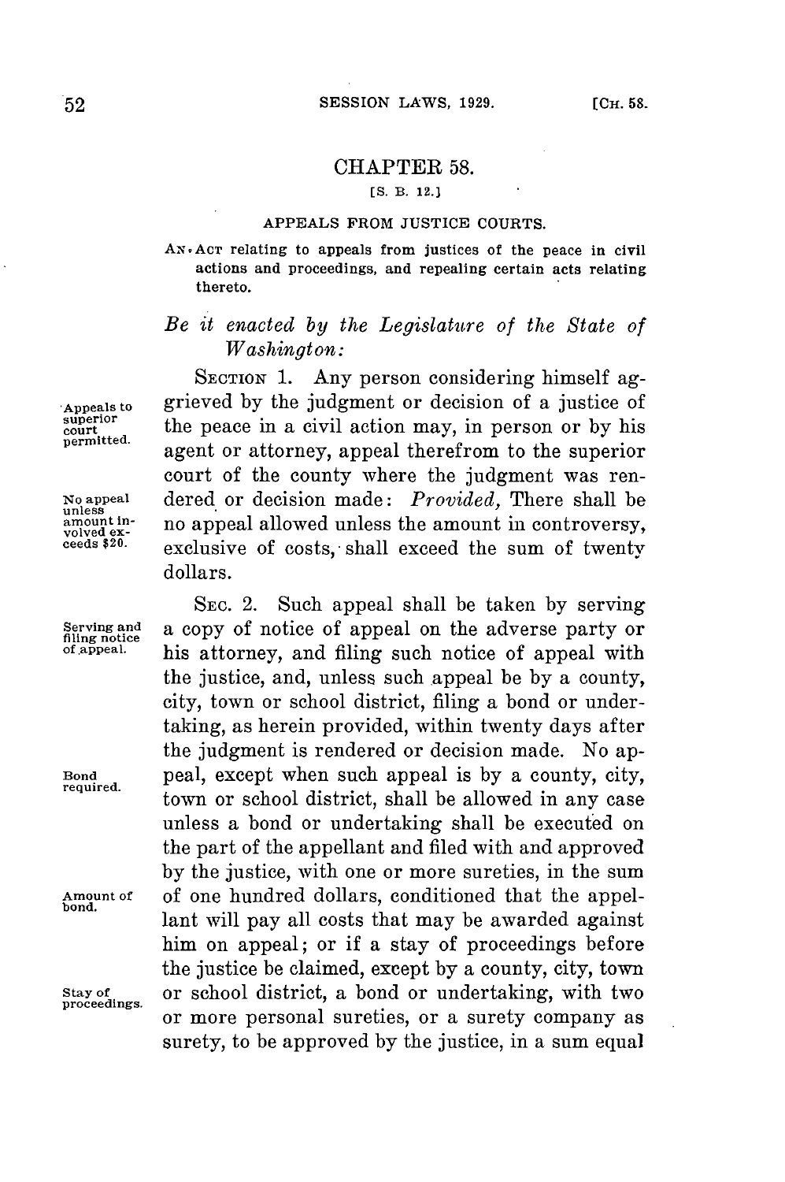# CHAPTER 58.

[S. B. 12.]

## APPEALS FROM JUSTICE COURTS.

AN ACT relating to appeals from justices of the peace in civil actions and proceedings, and repealing certain acts relating thereto.

*Be it enacted by the Legislature of the State of Washington:*

Appeals to superior court permitted.

SECTION 1. Any person considering himself aggrieved by the judgment or decision of a justice of the peace in a civil action may, in person or by his agent or attorney, appeal therefrom to the superior court of the county where the judgment was rendered or decision made: *Provided,* There shall be no appeal allowed unless the amount in controversy, exclusive of costs, shall exceed the sum of twenty dollars.

No appeal unless amount involved exceeds $20.

Serving and filing notice of appeal.

SEC. 2. Such appeal shall be taken by serving a copy of notice of appeal on the adverse party or his attorney, and filing such notice of appeal with the justice, and, unless such appeal be by a county, city, town or school district, filing a bond or undertaking, as herein provided, within twenty days after the judgment is rendered or decision made. No appeal, except when such appeal is by a county, city, town or school district, shall be allowed in any case unless a bond or undertaking shall be executed on the part of the appellant and filed with and approved by the justice, with one or more sureties, in the sum of one hundred dollars, conditioned that the appellant will pay all costs that may be awarded against him on appeal; or if a stay of proceedings before the justice be claimed, except by a county, city, town or school district, a bond or undertaking, with two or more personal sureties, or a surety company as surety, to be approved by the justice, in a sum equal

Bond required.

Amount of bond.

Stay of proceedings.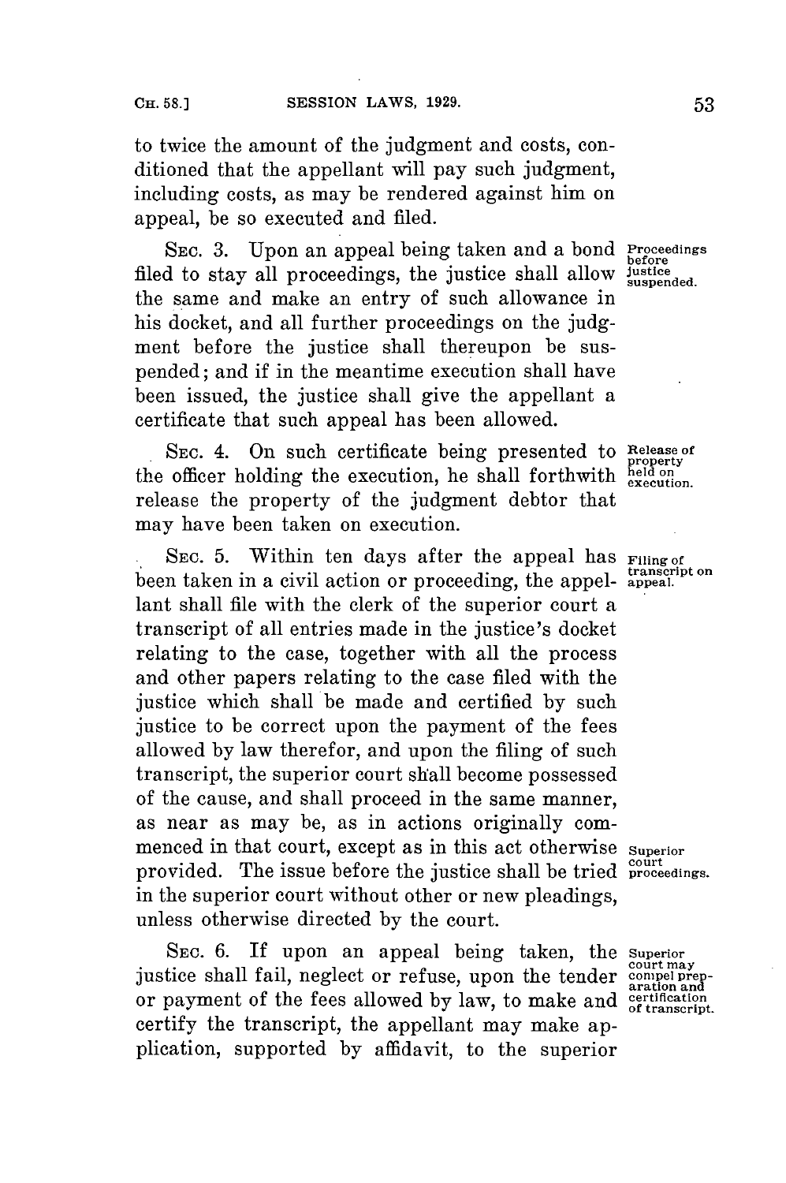to twice the amount of the judgment and costs, conditioned that the appellant will pay such judgment, including costs, as may be rendered against him on appeal, be so executed and filed.

SEC. 3. Upon an appeal being taken and a bond filed to stay all proceedings, the justice shall allow the same and make an entry of such allowance in his docket, and all further proceedings on the judgment before the justice shall thereupon be suspended; and if in the meantime execution shall have been issued, the justice shall give the appellant a certificate that such appeal has been allowed.

*Proceedings before justice suspended.*

SEC. 4. On such certificate being presented to the officer holding the execution, he shall forthwith release the property of the judgment debtor that may have been taken on execution.

*Release of property held on execution.*

SEC. 5. Within ten days after the appeal has been taken in a civil action or proceeding, the appellant shall file with the clerk of the superior court a transcript of all entries made in the justice's docket relating to the case, together with all the process and other papers relating to the case filed with the justice which shall be made and certified by such justice to be correct upon the payment of the fees allowed by law therefor, and upon the filing of such transcript, the superior court shall become possessed of the cause, and shall proceed in the same manner, as near as may be, as in actions originally commenced in that court, except as in this act otherwise provided. The issue before the justice shall be tried in the superior court without other or new pleadings, unless otherwise directed by the court.

*Filing of transcript on appeal.*

*Superior court proceedings.*

SEC. 6. If upon an appeal being taken, the justice shall fail, neglect or refuse, upon the tender or payment of the fees allowed by law, to make and certify the transcript, the appellant may make application, supported by affidavit, to the superior

*Superior court may compel preparation and certification of transcript.*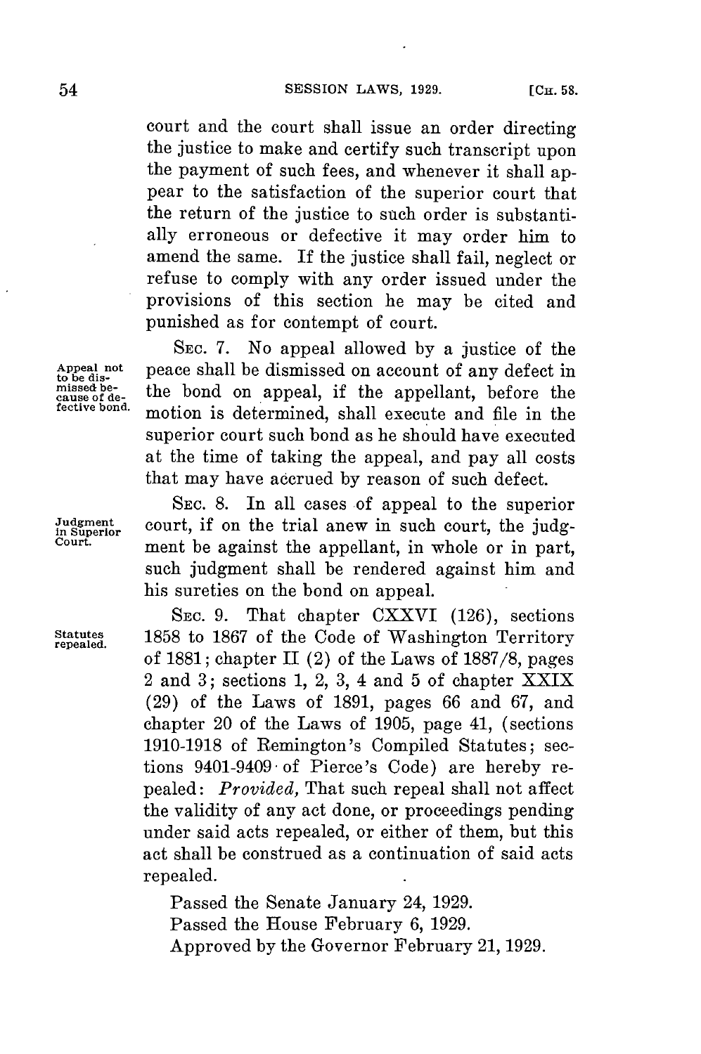court and the court shall issue an order directing the justice to make and certify such transcript upon the payment of such fees, and whenever it shall appear to the satisfaction of the superior court that the return of the justice to such order is substantially erroneous or defective it may order him to amend the same. If the justice shall fail, neglect or refuse to comply with any order issued under the provisions of this section he may be cited and punished as for contempt of court.

Appeal not to be dismissed because of defective bond.

SEC. 7. No appeal allowed by a justice of the peace shall be dismissed on account of any defect in the bond on appeal, if the appellant, before the motion is determined, shall execute and file in the superior court such bond as he should have executed at the time of taking the appeal, and pay all costs that may have accrued by reason of such defect.

Judgment in Superior Court.

SEC. 8. In all cases of appeal to the superior court, if on the trial anew in such court, the judgment be against the appellant, in whole or in part, such judgment shall be rendered against him and his sureties on the bond on appeal.

Statutes repealed.

SEC. 9. That chapter CXXVI (126), sections 1858 to 1867 of the Code of Washington Territory of 1881; chapter II (2) of the Laws of 1887/8, pages 2 and 3; sections 1, 2, 3, 4 and 5 of chapter XXIX (29) of the Laws of 1891, pages 66 and 67, and chapter 20 of the Laws of 1905, page 41, (sections 1910-1918 of Remington's Compiled Statutes; sections 9401-9409 of Pierce's Code) are hereby repealed: *Provided,* That such repeal shall not affect the validity of any act done, or proceedings pending under said acts repealed, or either of them, but this act shall be construed as a continuation of said acts repealed.

Passed the Senate January 24, 1929.
Passed the House February 6, 1929.
Approved by the Governor February 21, 1929.